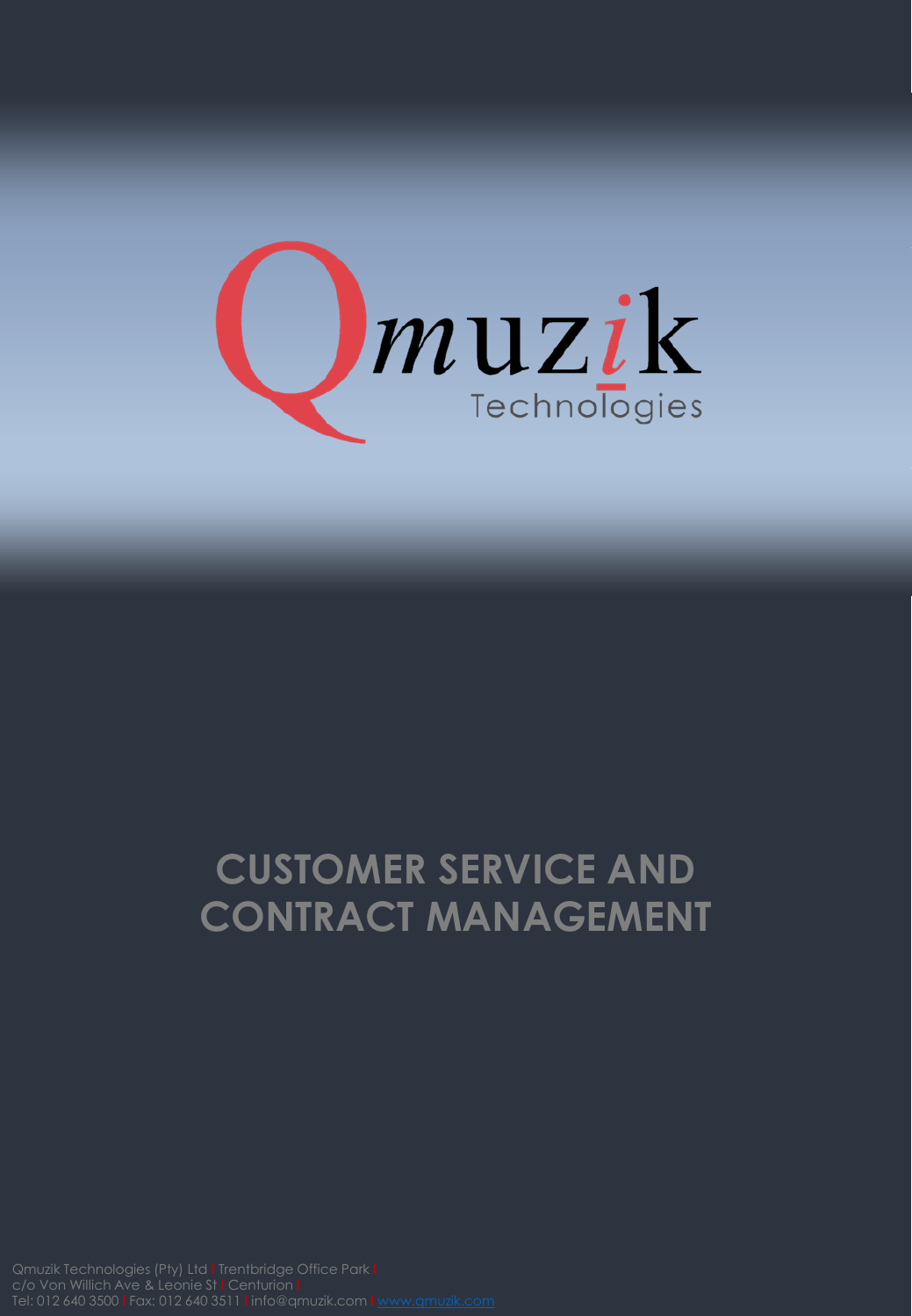Qmuzik Technologies

# CUSTOMER SERVICE AND CONTRACT MANAGEMENT

Qmuzik Technologies (Pty) Ltd | Trentbridge Office Park | c/o Von Willich Ave & Leonie St | Centurion | Tel: 012 640 3500 | Fax: 012 640 3511 | info@qmuzik.com | www.qmuzik.com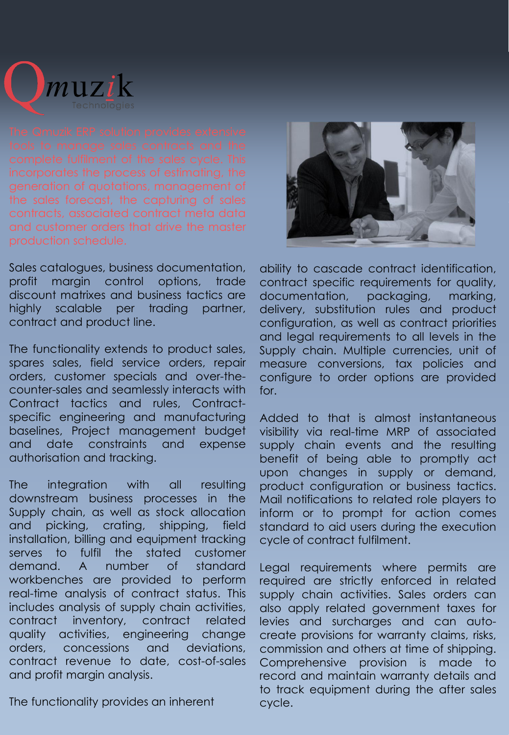Qmuzik Technologies

The Qmuzik ERP solution provides extensive tools to manage sales contracts and the complete fulfilment of the sales cycle. This incorporates the process of estimating, the generation of quotations, management of the sales forecast, the capturing of sales contracts, associated contract meta data and customer orders that drive the master production schedule.

Sales catalogues, business documentation, profit margin control options, trade discount matrixes and business tactics are highly scalable per trading partner, contract and product line.

The functionality extends to product sales, spares sales, field service orders, repair orders, customer specials and over-the-counter-sales and seamlessly interacts with Contract tactics and rules, Contract-specific engineering and manufacturing baselines, Project management budget and date constraints and expense authorisation and tracking.

The integration with all resulting downstream business processes in the Supply chain, as well as stock allocation and picking, crating, shipping, field installation, billing and equipment tracking serves to fulfil the stated customer demand. A number of standard workbenches are provided to perform real-time analysis of contract status. This includes analysis of supply chain activities, contract inventory, contract related quality activities, engineering change orders, concessions and deviations, contract revenue to date, cost-of-sales and profit margin analysis.

The functionality provides an inherent ability to cascade contract identification, contract specific requirements for quality, documentation, packaging, marking, delivery, substitution rules and product configuration, as well as contract priorities and legal requirements to all levels in the Supply chain. Multiple currencies, unit of measure conversions, tax policies and configure to order options are provided for.

Added to that is almost instantaneous visibility via real-time MRP of associated supply chain events and the resulting benefit of being able to promptly act upon changes in supply or demand, product configuration or business tactics. Mail notifications to related role players to inform or to prompt for action comes standard to aid users during the execution cycle of contract fulfilment.

Legal requirements where permits are required are strictly enforced in related supply chain activities. Sales orders can also apply related government taxes for levies and surcharges and can auto-create provisions for warranty claims, risks, commission and others at time of shipping. Comprehensive provision is made to record and maintain warranty details and to track equipment during the after sales cycle.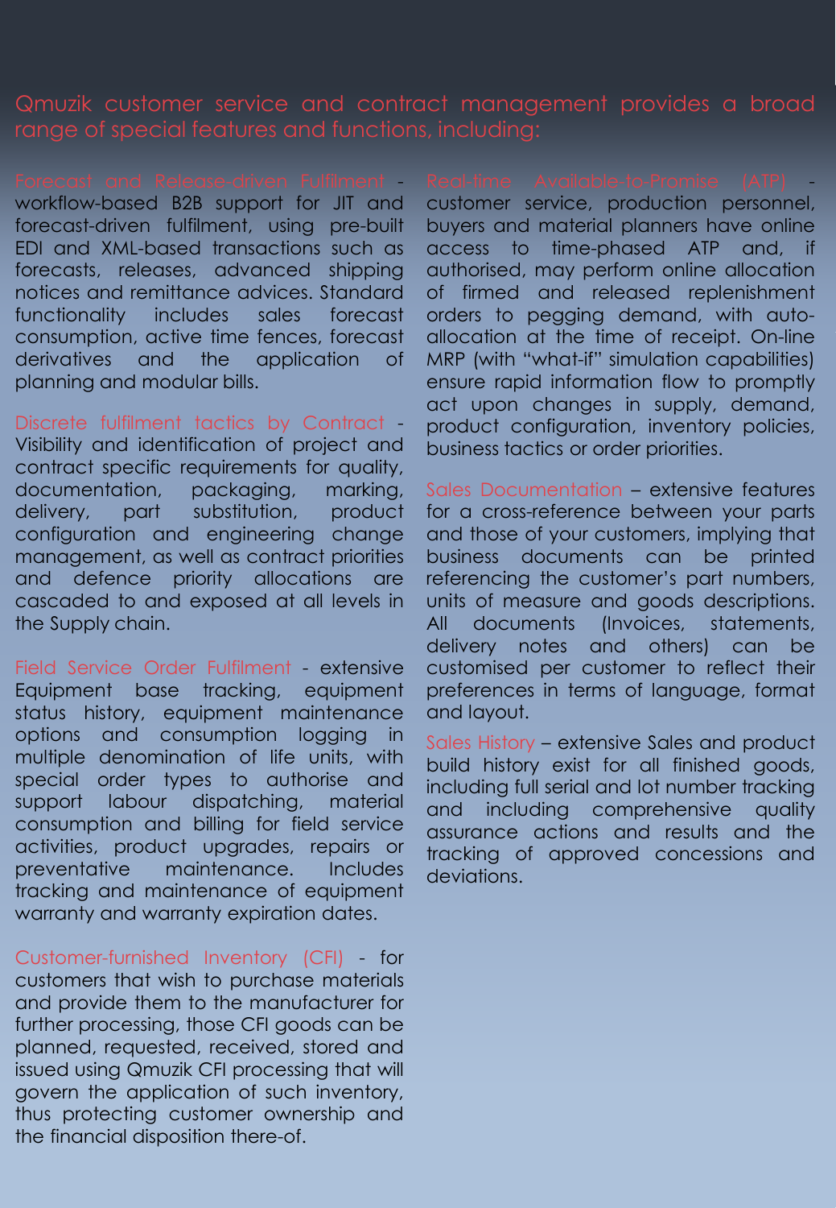Qmuzik customer service and contract management provides a broad range of special features and functions, including:

**Forecast and Release-driven Fulfilment** - workflow-based B2B support for JIT and forecast-driven fulfilment, using pre-built EDI and XML-based transactions such as forecasts, releases, advanced shipping notices and remittance advices. Standard functionality includes sales forecast consumption, active time fences, forecast derivatives and the application of planning and modular bills.

**Discrete fulfilment tactics by Contract** - Visibility and identification of project and contract specific requirements for quality, documentation, packaging, marking, delivery, part substitution, product configuration and engineering change management, as well as contract priorities and defence priority allocations are cascaded to and exposed at all levels in the Supply chain.

**Field Service Order Fulfilment** - extensive Equipment base tracking, equipment status history, equipment maintenance options and consumption logging in multiple denomination of life units, with special order types to authorise and support labour dispatching, material consumption and billing for field service activities, product upgrades, repairs or preventative maintenance. Includes tracking and maintenance of equipment warranty and warranty expiration dates.

**Customer-furnished Inventory (CFI)** - for customers that wish to purchase materials and provide them to the manufacturer for further processing, those CFI goods can be planned, requested, received, stored and issued using Qmuzik CFI processing that will govern the application of such inventory, thus protecting customer ownership and the financial disposition there-of.

**Real-time Available-to-Promise (ATP)** - customer service, production personnel, buyers and material planners have online access to time-phased ATP and, if authorised, may perform online allocation of firmed and released replenishment orders to pegging demand, with auto-allocation at the time of receipt. On-line MRP (with "what-if" simulation capabilities) ensure rapid information flow to promptly act upon changes in supply, demand, product configuration, inventory policies, business tactics or order priorities.

**Sales Documentation** – extensive features for a cross-reference between your parts and those of your customers, implying that business documents can be printed referencing the customer's part numbers, units of measure and goods descriptions. All documents (Invoices, statements, delivery notes and others) can be customised per customer to reflect their preferences in terms of language, format and layout.

**Sales History** – extensive Sales and product build history exist for all finished goods, including full serial and lot number tracking and including comprehensive quality assurance actions and results and the tracking of approved concessions and deviations.